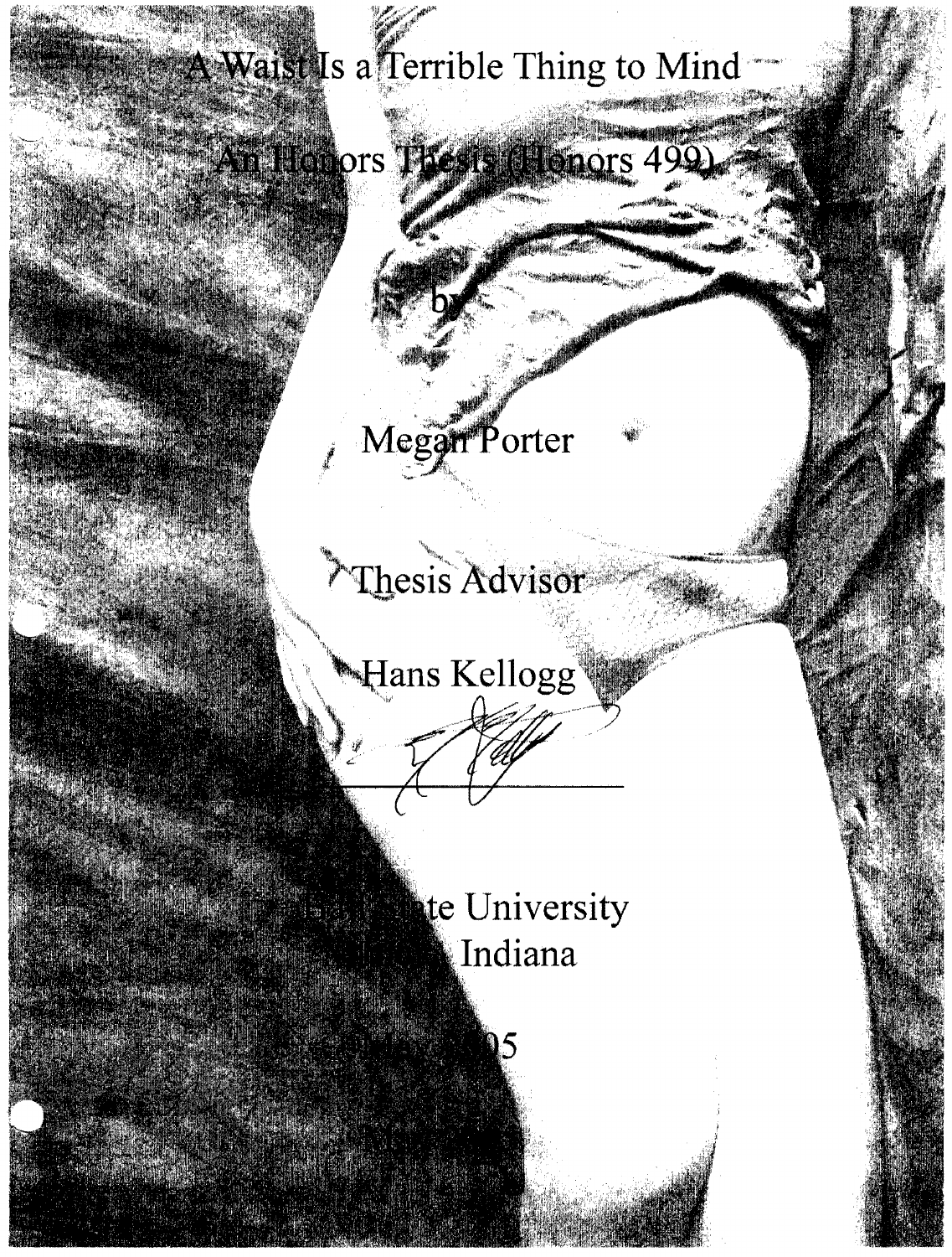# A Waist Is a Terrible Thing to Mind

An Honors Thesis (Honors 499)

by

Megan Porter

Thesis Advisor

Hans Kellogg

Ball State University
Muncie, Indiana

2005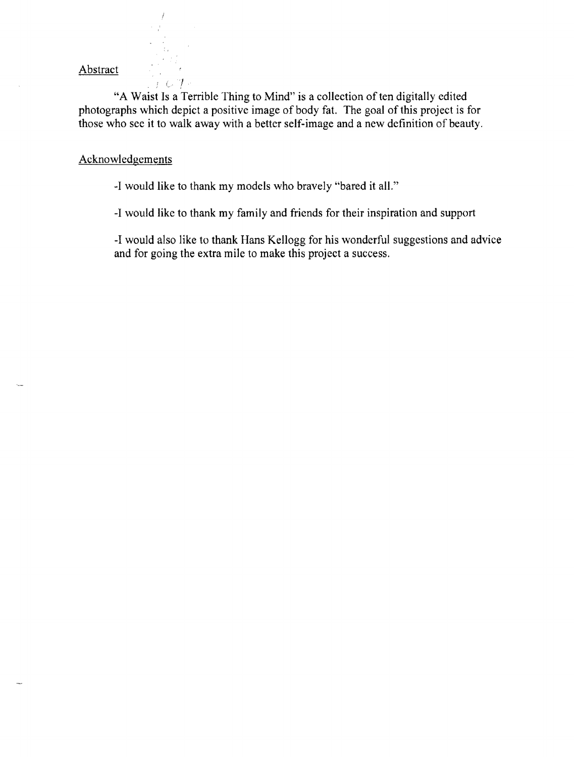## Abstract

"A Waist Is a Terrible Thing to Mind" is a collection of ten digitally edited photographs which depict a positive image of body fat. The goal of this project is for those who see it to walk away with a better self-image and a new definition of beauty.

## Acknowledgements

-I would like to thank my models who bravely "bared it all."

-I would like to thank my family and friends for their inspiration and support

-I would also like to thank Hans Kellogg for his wonderful suggestions and advice and for going the extra mile to make this project a success.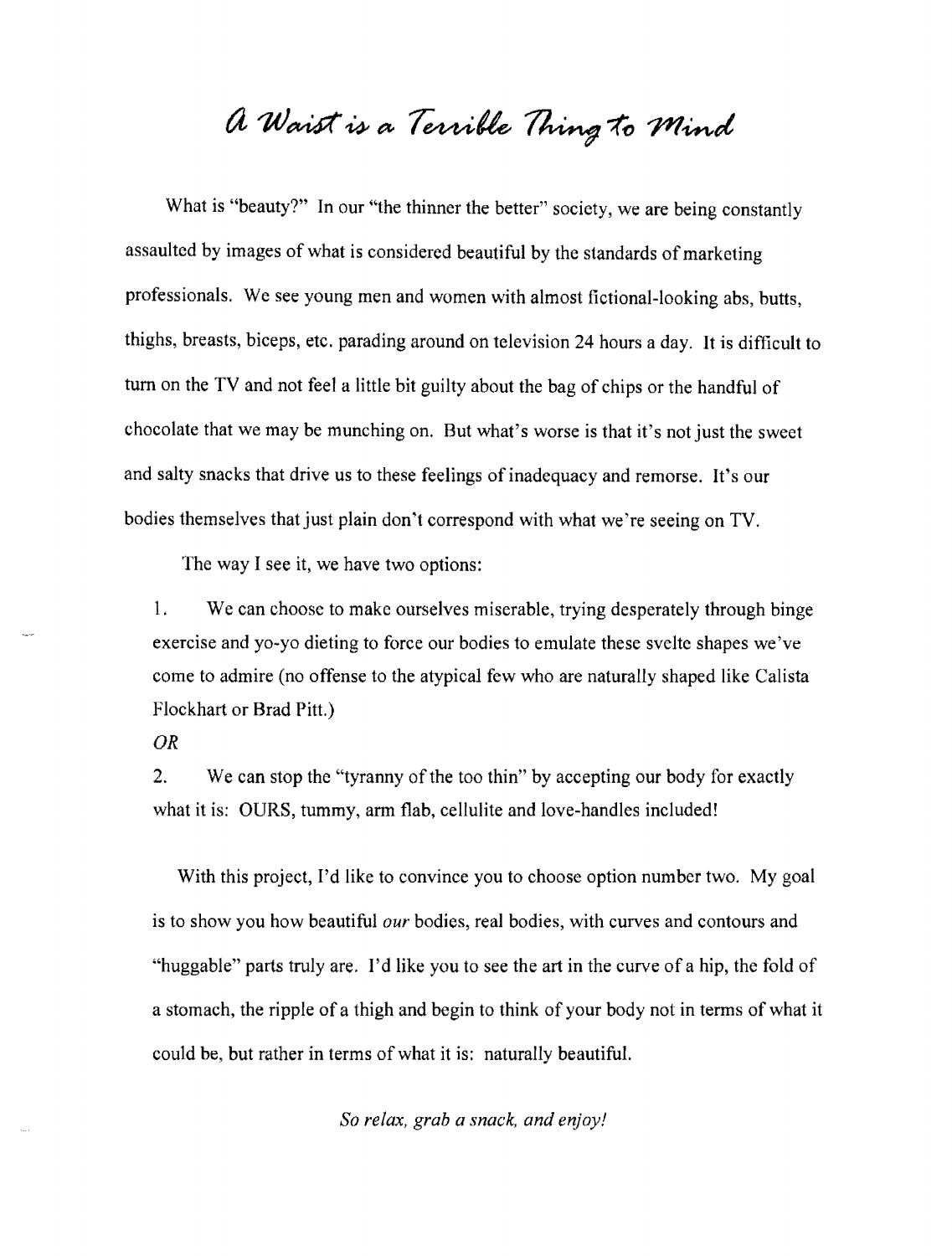# A Waist is a Terrible Thing to Mind

What is "beauty?" In our "the thinner the better" society, we are being constantly assaulted by images of what is considered beautiful by the standards of marketing professionals. We see young men and women with almost fictional-looking abs, butts, thighs, breasts, biceps, etc. parading around on television 24 hours a day. It is difficult to turn on the TV and not feel a little bit guilty about the bag of chips or the handful of chocolate that we may be munching on. But what's worse is that it's not just the sweet and salty snacks that drive us to these feelings of inadequacy and remorse. It's our bodies themselves that just plain don't correspond with what we're seeing on TV.

The way I see it, we have two options:

1. We can choose to make ourselves miserable, trying desperately through binge exercise and yo-yo dieting to force our bodies to emulate these svelte shapes we've come to admire (no offense to the atypical few who are naturally shaped like Calista Flockhart or Brad Pitt.)

*OR*

2. We can stop the "tyranny of the too thin" by accepting our body for exactly what it is: OURS, tummy, arm flab, cellulite and love-handles included!

With this project, I'd like to convince you to choose option number two. My goal is to show you how beautiful *our* bodies, real bodies, with curves and contours and "huggable" parts truly are. I'd like you to see the art in the curve of a hip, the fold of a stomach, the ripple of a thigh and begin to think of your body not in terms of what it could be, but rather in terms of what it is: naturally beautiful.

*So relax, grab a snack, and enjoy!*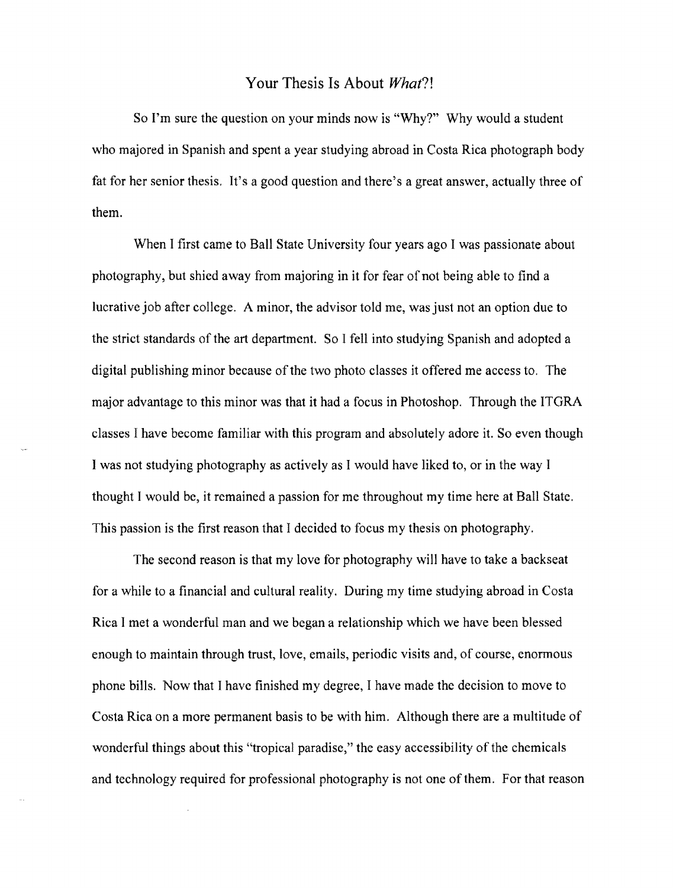# Your Thesis Is About *What*?!

So I'm sure the question on your minds now is "Why?" Why would a student who majored in Spanish and spent a year studying abroad in Costa Rica photograph body fat for her senior thesis. It's a good question and there's a great answer, actually three of them.

When I first came to Ball State University four years ago I was passionate about photography, but shied away from majoring in it for fear of not being able to find a lucrative job after college. A minor, the advisor told me, was just not an option due to the strict standards of the art department. So I fell into studying Spanish and adopted a digital publishing minor because of the two photo classes it offered me access to. The major advantage to this minor was that it had a focus in Photoshop. Through the ITGRA classes I have become familiar with this program and absolutely adore it. So even though I was not studying photography as actively as I would have liked to, or in the way I thought I would be, it remained a passion for me throughout my time here at Ball State. This passion is the first reason that I decided to focus my thesis on photography.

The second reason is that my love for photography will have to take a backseat for a while to a financial and cultural reality. During my time studying abroad in Costa Rica I met a wonderful man and we began a relationship which we have been blessed enough to maintain through trust, love, emails, periodic visits and, of course, enormous phone bills. Now that I have finished my degree, I have made the decision to move to Costa Rica on a more permanent basis to be with him. Although there are a multitude of wonderful things about this "tropical paradise," the easy accessibility of the chemicals and technology required for professional photography is not one of them. For that reason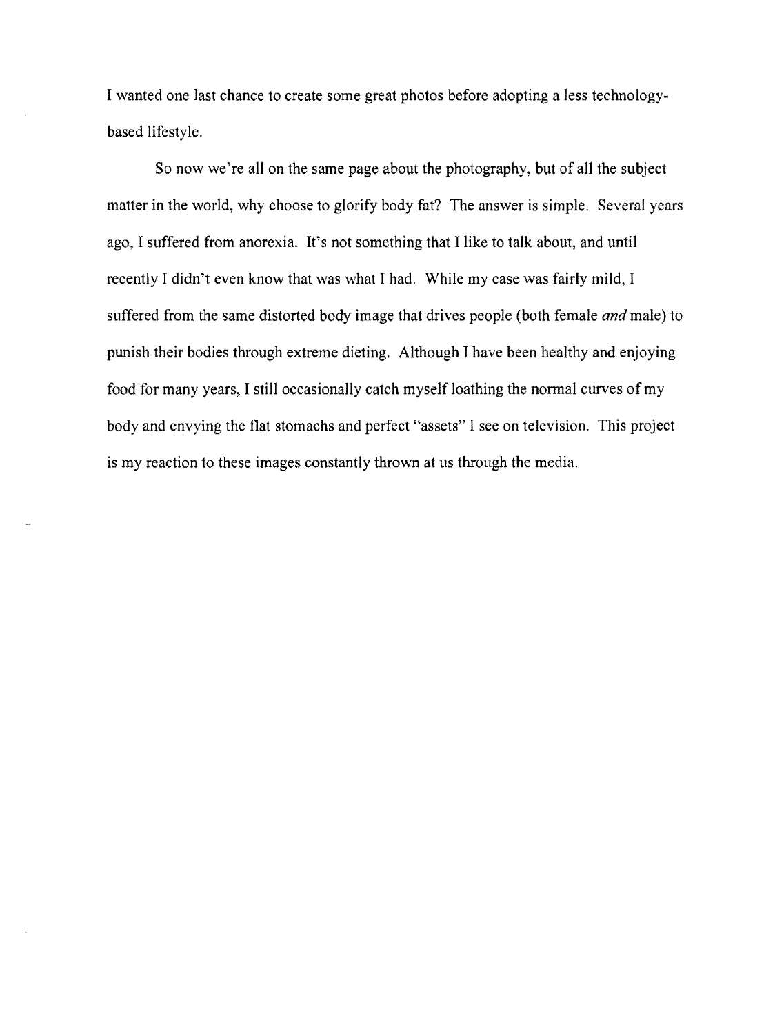I wanted one last chance to create some great photos before adopting a less technology-based lifestyle.

So now we're all on the same page about the photography, but of all the subject matter in the world, why choose to glorify body fat? The answer is simple. Several years ago, I suffered from anorexia. It's not something that I like to talk about, and until recently I didn't even know that was what I had. While my case was fairly mild, I suffered from the same distorted body image that drives people (both female *and* male) to punish their bodies through extreme dieting. Although I have been healthy and enjoying food for many years, I still occasionally catch myself loathing the normal curves of my body and envying the flat stomachs and perfect "assets" I see on television. This project is my reaction to these images constantly thrown at us through the media.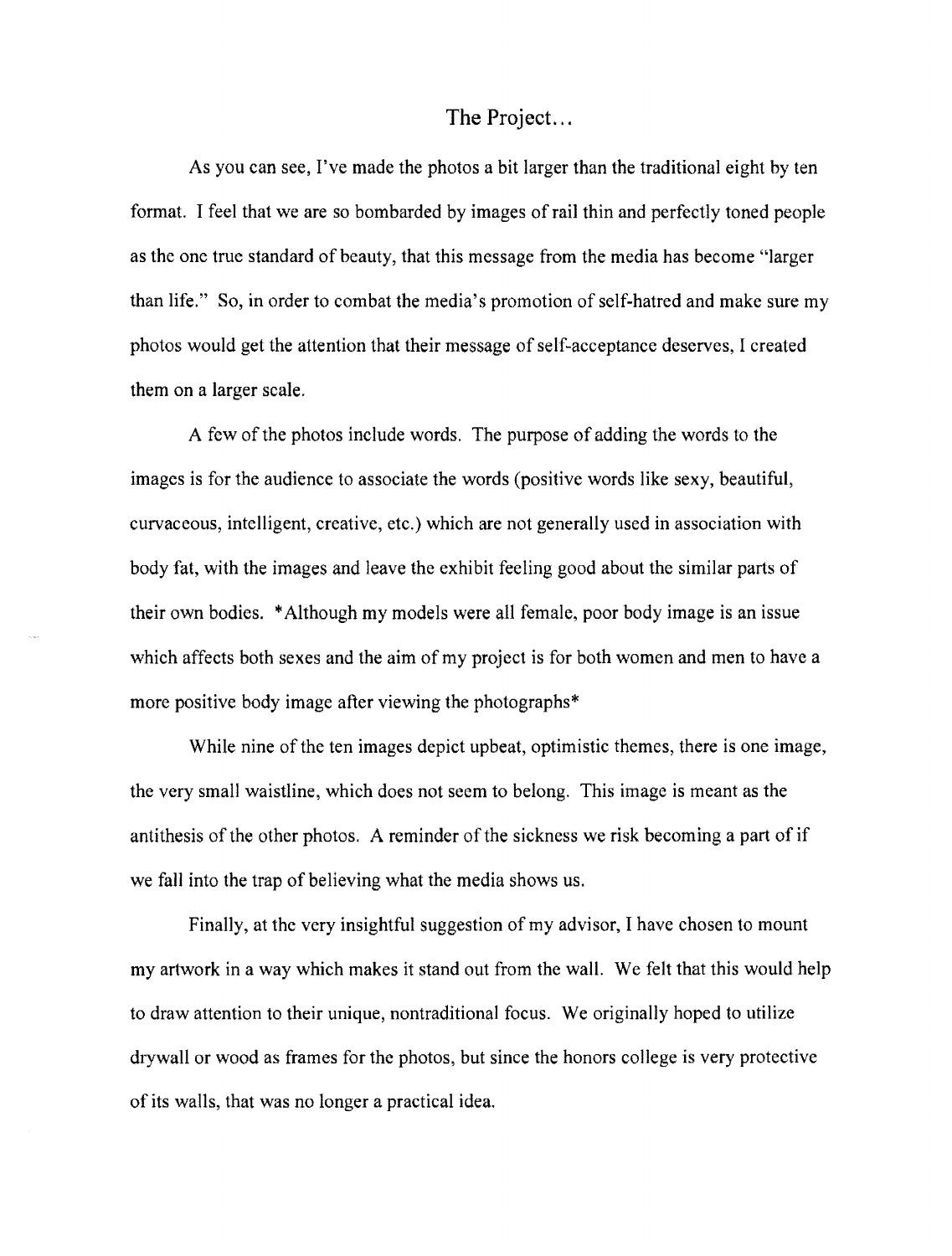## The Project...

As you can see, I've made the photos a bit larger than the traditional eight by ten format. I feel that we are so bombarded by images of rail thin and perfectly toned people as the one true standard of beauty, that this message from the media has become "larger than life." So, in order to combat the media's promotion of self-hatred and make sure my photos would get the attention that their message of self-acceptance deserves, I created them on a larger scale.

A few of the photos include words. The purpose of adding the words to the images is for the audience to associate the words (positive words like sexy, beautiful, curvaceous, intelligent, creative, etc.) which are not generally used in association with body fat, with the images and leave the exhibit feeling good about the similar parts of their own bodies. *Although my models were all female, poor body image is an issue which affects both sexes and the aim of my project is for both women and men to have a more positive body image after viewing the photographs*

While nine of the ten images depict upbeat, optimistic themes, there is one image, the very small waistline, which does not seem to belong. This image is meant as the antithesis of the other photos. A reminder of the sickness we risk becoming a part of if we fall into the trap of believing what the media shows us.

Finally, at the very insightful suggestion of my advisor, I have chosen to mount my artwork in a way which makes it stand out from the wall. We felt that this would help to draw attention to their unique, nontraditional focus. We originally hoped to utilize drywall or wood as frames for the photos, but since the honors college is very protective of its walls, that was no longer a practical idea.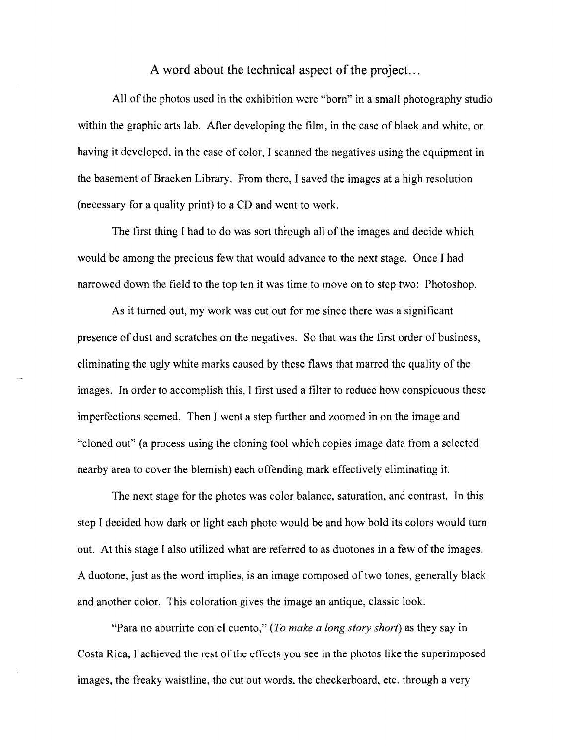## A word about the technical aspect of the project...

All of the photos used in the exhibition were "born" in a small photography studio within the graphic arts lab. After developing the film, in the case of black and white, or having it developed, in the case of color, I scanned the negatives using the equipment in the basement of Bracken Library. From there, I saved the images at a high resolution (necessary for a quality print) to a CD and went to work.

The first thing I had to do was sort through all of the images and decide which would be among the precious few that would advance to the next stage. Once I had narrowed down the field to the top ten it was time to move on to step two: Photoshop.

As it turned out, my work was cut out for me since there was a significant presence of dust and scratches on the negatives. So that was the first order of business, eliminating the ugly white marks caused by these flaws that marred the quality of the images. In order to accomplish this, I first used a filter to reduce how conspicuous these imperfections seemed. Then I went a step further and zoomed in on the image and "cloned out" (a process using the cloning tool which copies image data from a selected nearby area to cover the blemish) each offending mark effectively eliminating it.

The next stage for the photos was color balance, saturation, and contrast. In this step I decided how dark or light each photo would be and how bold its colors would turn out. At this stage I also utilized what are referred to as duotones in a few of the images. A duotone, just as the word implies, is an image composed of two tones, generally black and another color. This coloration gives the image an antique, classic look.

"Para no aburrirte con el cuento," (*To make a long story short*) as they say in Costa Rica, I achieved the rest of the effects you see in the photos like the superimposed images, the freaky waistline, the cut out words, the checkerboard, etc. through a very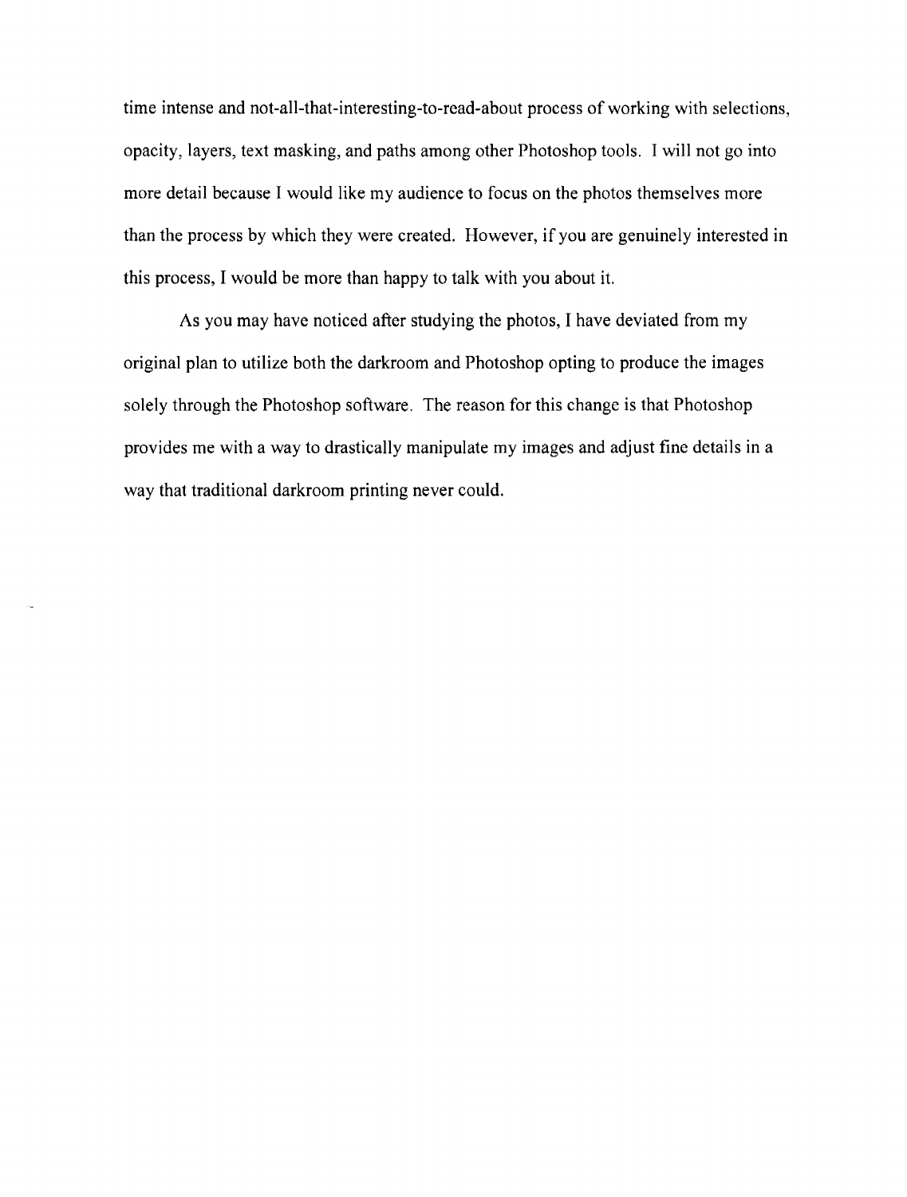time intense and not-all-that-interesting-to-read-about process of working with selections, opacity, layers, text masking, and paths among other Photoshop tools. I will not go into more detail because I would like my audience to focus on the photos themselves more than the process by which they were created. However, if you are genuinely interested in this process, I would be more than happy to talk with you about it.

As you may have noticed after studying the photos, I have deviated from my original plan to utilize both the darkroom and Photoshop opting to produce the images solely through the Photoshop software. The reason for this change is that Photoshop provides me with a way to drastically manipulate my images and adjust fine details in a way that traditional darkroom printing never could.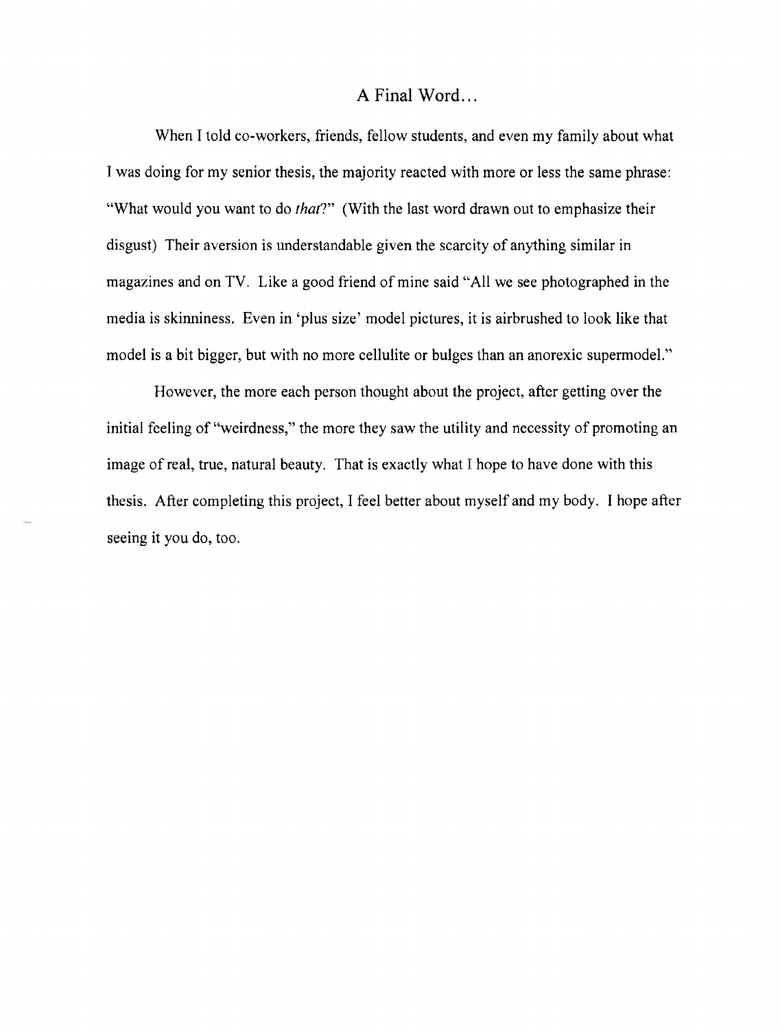# A Final Word…

When I told co-workers, friends, fellow students, and even my family about what I was doing for my senior thesis, the majority reacted with more or less the same phrase: "What would you want to do *that*?" (With the last word drawn out to emphasize their disgust) Their aversion is understandable given the scarcity of anything similar in magazines and on TV. Like a good friend of mine said "All we see photographed in the media is skinniness. Even in 'plus size' model pictures, it is airbrushed to look like that model is a bit bigger, but with no more cellulite or bulges than an anorexic supermodel."

However, the more each person thought about the project, after getting over the initial feeling of "weirdness," the more they saw the utility and necessity of promoting an image of real, true, natural beauty. That is exactly what I hope to have done with this thesis. After completing this project, I feel better about myself and my body. I hope after seeing it you do, too.